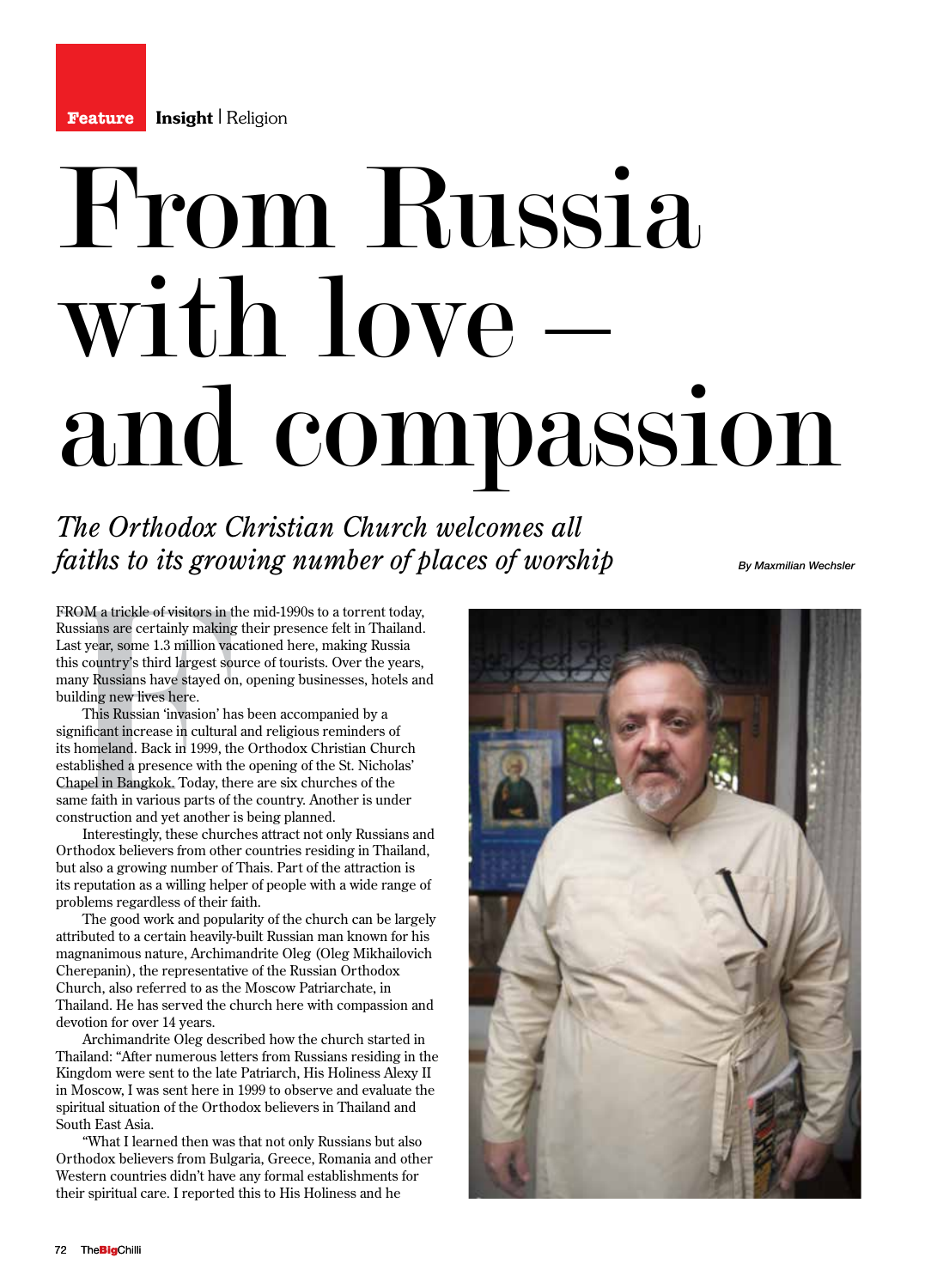Feature **Insight** | Religion

# From Russia with love – and compassion

*The Orthodox Christian Church welcomes all faiths to its growing number of places of worship*

*By Maxmilian Wechsler*

FROM a trickle of visitors in the mid-1990s to a torrent today, Russians are certainly making their presence felt in Thailand. Last year, some 1.3 million vacationed here, making Russia this country's third largest source of tourists. Over the years, many Russians have stayed on, opening businesses, hotels and building new lives here.

This Russian 'invasion' has been accompanied by a significant increase in cultural and religious reminders of its homeland. Back in 1999, the Orthodox Christian Church established a presence with the opening of the St. Nicholas' Chapel in Bangkok. Today, there are six churches of the same faith in various parts of the country. Another is under construction and yet another is being planned.

Interestingly, these churches attract not only Russians and Orthodox believers from other countries residing in Thailand, but also a growing number of Thais. Part of the attraction is its reputation as a willing helper of people with a wide range of problems regardless of their faith.

The good work and popularity of the church can be largely attributed to a certain heavily-built Russian man known for his magnanimous nature, Archimandrite Oleg (Oleg Mikhailovich Cherepanin), the representative of the Russian Orthodox Church, also referred to as the Moscow Patriarchate, in Thailand. He has served the church here with compassion and devotion for over 14 years.

Archimandrite Oleg described how the church started in Thailand: "After numerous letters from Russians residing in the Kingdom were sent to the late Patriarch, His Holiness Alexy II in Moscow, I was sent here in 1999 to observe and evaluate the spiritual situation of the Orthodox believers in Thailand and South East Asia.

"What I learned then was that not only Russians but also Orthodox believers from Bulgaria, Greece, Romania and other Western countries didn't have any formal establishments for their spiritual care. I reported this to His Holiness and he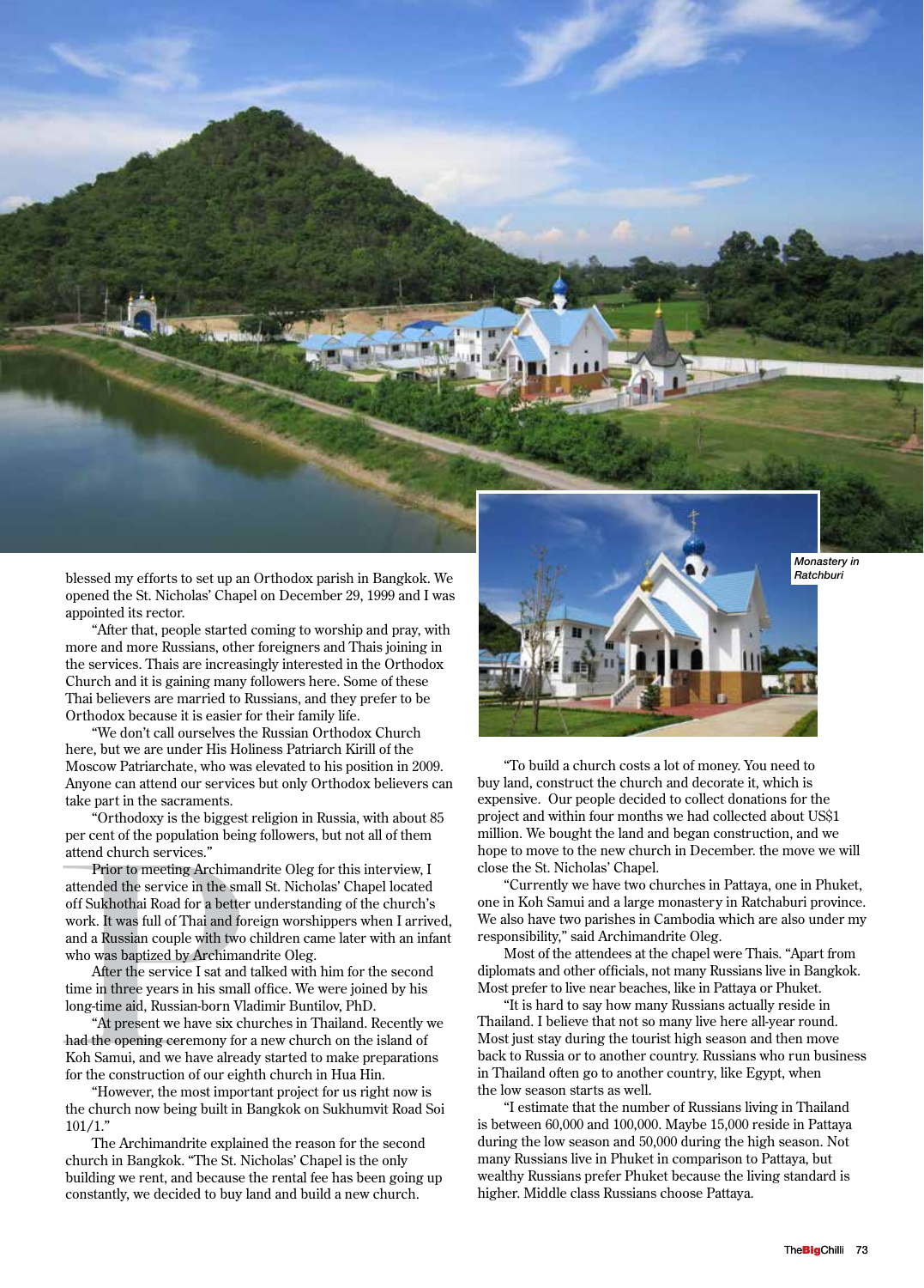blessed my efforts to set up an Orthodox parish in Bangkok. We opened the St. Nicholas' Chapel on December 29, 1999 and I was appointed its rector.

"After that, people started coming to worship and pray, with more and more Russians, other foreigners and Thais joining in the services. Thais are increasingly interested in the Orthodox Church and it is gaining many followers here. Some of these Thai believers are married to Russians, and they prefer to be Orthodox because it is easier for their family life.

"We don't call ourselves the Russian Orthodox Church here, but we are under His Holiness Patriarch Kirill of the Moscow Patriarchate, who was elevated to his position in 2009. Anyone can attend our services but only Orthodox believers can take part in the sacraments.

"Orthodoxy is the biggest religion in Russia, with about 85 per cent of the population being followers, but not all of them attend church services."

Prior to meeting Archimandrite Oleg for this interview, I attended the service in the small St. Nicholas' Chapel located off Sukhothai Road for a better understanding of the church's work. It was full of Thai and foreign worshippers when I arrived, and a Russian couple with two children came later with an infant who was baptized by Archimandrite Oleg.

After the service I sat and talked with him for the second time in three years in his small office. We were joined by his long-time aid, Russian-born Vladimir Buntilov, PhD.

"At present we have six churches in Thailand. Recently we had the opening ceremony for a new church on the island of Koh Samui, and we have already started to make preparations for the construction of our eighth church in Hua Hin.

"However, the most important project for us right now is the church now being built in Bangkok on Sukhumvit Road Soi 101/1."

The Archimandrite explained the reason for the second church in Bangkok. "The St. Nicholas' Chapel is the only building we rent, and because the rental fee has been going up constantly, we decided to buy land and build a new church.

*Monastery in Ratchburi*

"To build a church costs a lot of money. You need to buy land, construct the church and decorate it, which is expensive. Our people decided to collect donations for the project and within four months we had collected about US$1 million. We bought the land and began construction, and we hope to move to the new church in December. the move we will close the St. Nicholas' Chapel.

"Currently we have two churches in Pattaya, one in Phuket, one in Koh Samui and a large monastery in Ratchaburi province. We also have two parishes in Cambodia which are also under my responsibility," said Archimandrite Oleg.

Most of the attendees at the chapel were Thais. "Apart from diplomats and other officials, not many Russians live in Bangkok. Most prefer to live near beaches, like in Pattaya or Phuket.

"It is hard to say how many Russians actually reside in Thailand. I believe that not so many live here all-year round. Most just stay during the tourist high season and then move back to Russia or to another country. Russians who run business in Thailand often go to another country, like Egypt, when the low season starts as well.

"I estimate that the number of Russians living in Thailand is between 60,000 and 100,000. Maybe 15,000 reside in Pattaya during the low season and 50,000 during the high season. Not many Russians live in Phuket in comparison to Pattaya, but wealthy Russians prefer Phuket because the living standard is higher. Middle class Russians choose Pattaya.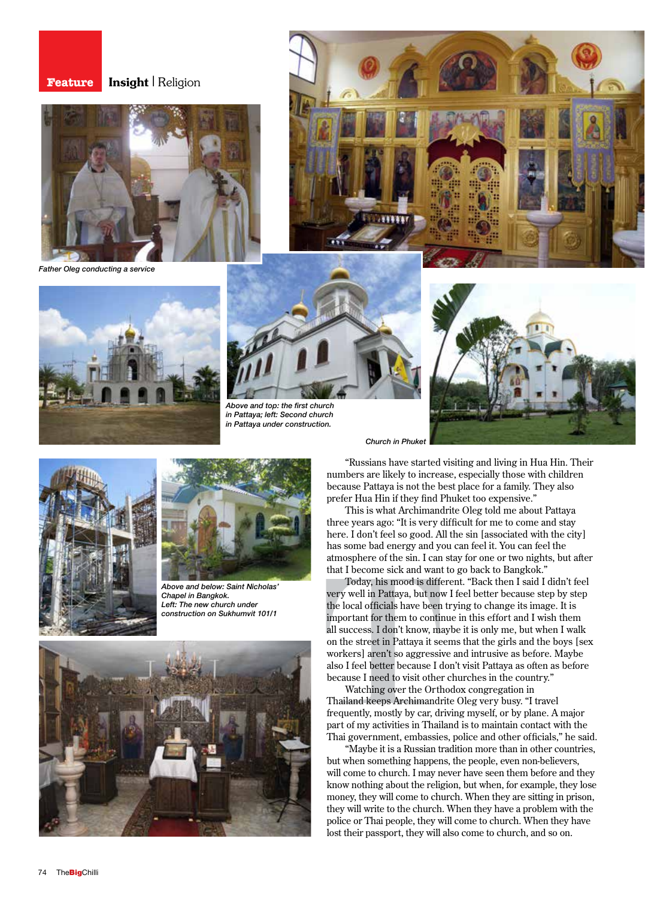Father Oleg conducting a service

Above and top: the first church in Pattaya; left: Second church in Pattaya under construction.

Church in Phuket

Above and below: Saint Nicholas' Chapel in Bangkok.
Left: The new church under construction on Sukhumvit 101/1

"Russians have started visiting and living in Hua Hin. Their numbers are likely to increase, especially those with children because Pattaya is not the best place for a family. They also prefer Hua Hin if they find Phuket too expensive."

This is what Archimandrite Oleg told me about Pattaya three years ago: "It is very difficult for me to come and stay here. I don't feel so good. All the sin [associated with the city] has some bad energy and you can feel it. You can feel the atmosphere of the sin. I can stay for one or two nights, but after that I become sick and want to go back to Bangkok."

Today, his mood is different. "Back then I said I didn't feel very well in Pattaya, but now I feel better because step by step the local officials have been trying to change its image. It is important for them to continue in this effort and I wish them all success. I don't know, maybe it is only me, but when I walk on the street in Pattaya it seems that the girls and the boys [sex workers] aren't so aggressive and intrusive as before. Maybe also I feel better because I don't visit Pattaya as often as before because I need to visit other churches in the country."

Watching over the Orthodox congregation in Thailand keeps Archimandrite Oleg very busy. "I travel frequently, mostly by car, driving myself, or by plane. A major part of my activities in Thailand is to maintain contact with the Thai government, embassies, police and other officials," he said.

"Maybe it is a Russian tradition more than in other countries, but when something happens, the people, even non-believers, will come to church. I may never have seen them before and they know nothing about the religion, but when, for example, they lose money, they will come to church. When they are sitting in prison, they will write to the church. When they have a problem with the police or Thai people, they will come to church. When they have lost their passport, they will also come to church, and so on.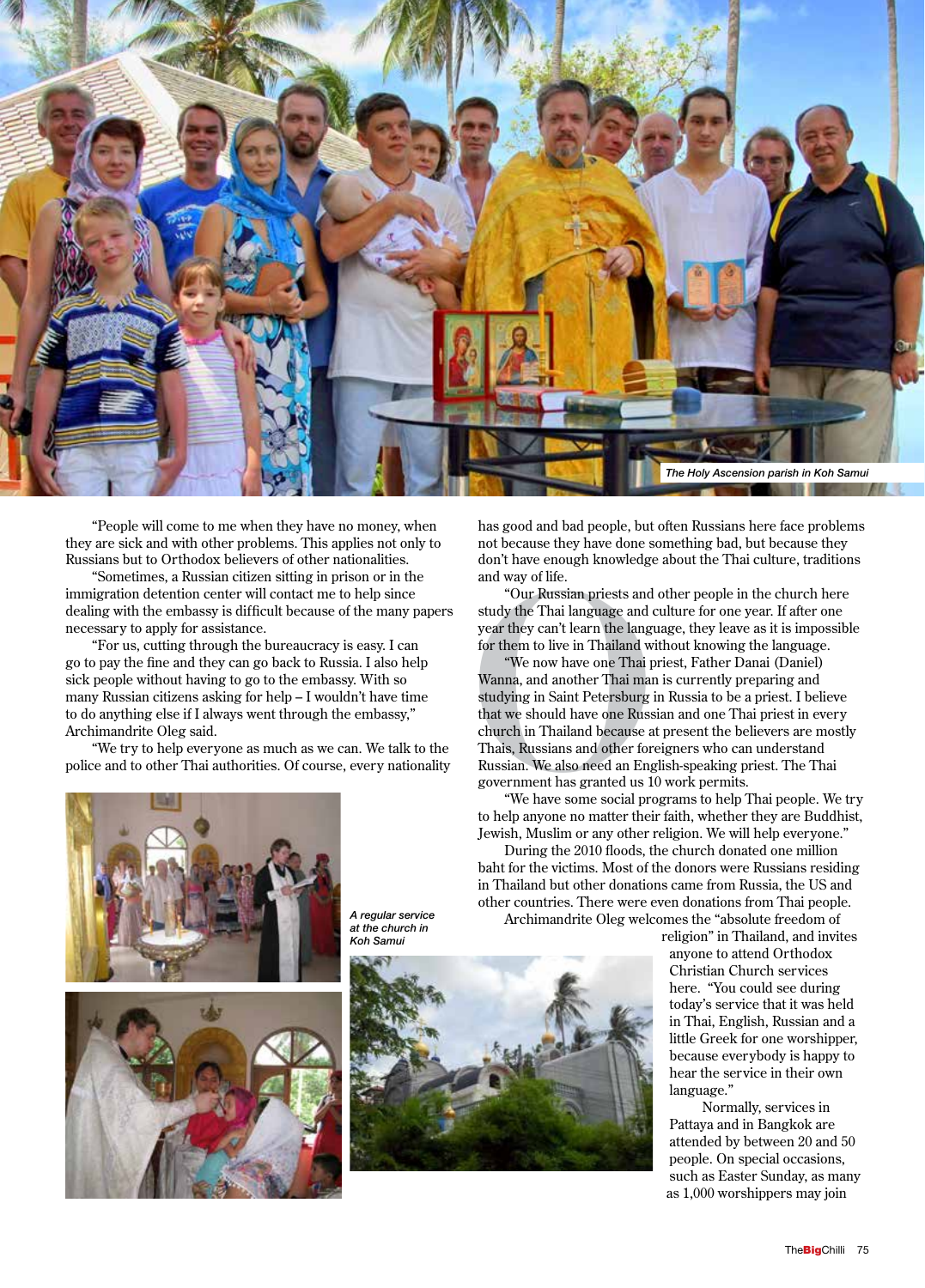The Holy Ascension parish in Koh Samui

"People will come to me when they have no money, when they are sick and with other problems. This applies not only to Russians but to Orthodox believers of other nationalities.

"Sometimes, a Russian citizen sitting in prison or in the immigration detention center will contact me to help since dealing with the embassy is difficult because of the many papers necessary to apply for assistance.

"For us, cutting through the bureaucracy is easy. I can go to pay the fine and they can go back to Russia. I also help sick people without having to go to the embassy. With so many Russian citizens asking for help – I wouldn't have time to do anything else if I always went through the embassy," Archimandrite Oleg said.

"We try to help everyone as much as we can. We talk to the police and to other Thai authorities. Of course, every nationality has good and bad people, but often Russians here face problems not because they have done something bad, but because they don't have enough knowledge about the Thai culture, traditions and way of life.

"Our Russian priests and other people in the church here study the Thai language and culture for one year. If after one year they can't learn the language, they leave as it is impossible for them to live in Thailand without knowing the language.

"We now have one Thai priest, Father Danai (Daniel) Wanna, and another Thai man is currently preparing and studying in Saint Petersburg in Russia to be a priest. I believe that we should have one Russian and one Thai priest in every church in Thailand because at present the believers are mostly Thais, Russians and other foreigners who can understand Russian. We also need an English-speaking priest. The Thai government has granted us 10 work permits.

"We have some social programs to help Thai people. We try to help anyone no matter their faith, whether they are Buddhist, Jewish, Muslim or any other religion. We will help everyone."

During the 2010 floods, the church donated one million baht for the victims. Most of the donors were Russians residing in Thailand but other donations came from Russia, the US and other countries. There were even donations from Thai people.

Archimandrite Oleg welcomes the "absolute freedom of religion" in Thailand, and invites anyone to attend Orthodox Christian Church services here. "You could see during today's service that it was held in Thai, English, Russian and a little Greek for one worshipper, because everybody is happy to hear the service in their own language."

Normally, services in Pattaya and in Bangkok are attended by between 20 and 50 people. On special occasions, such as Easter Sunday, as many as 1,000 worshippers may join

A regular service at the church in Koh Samui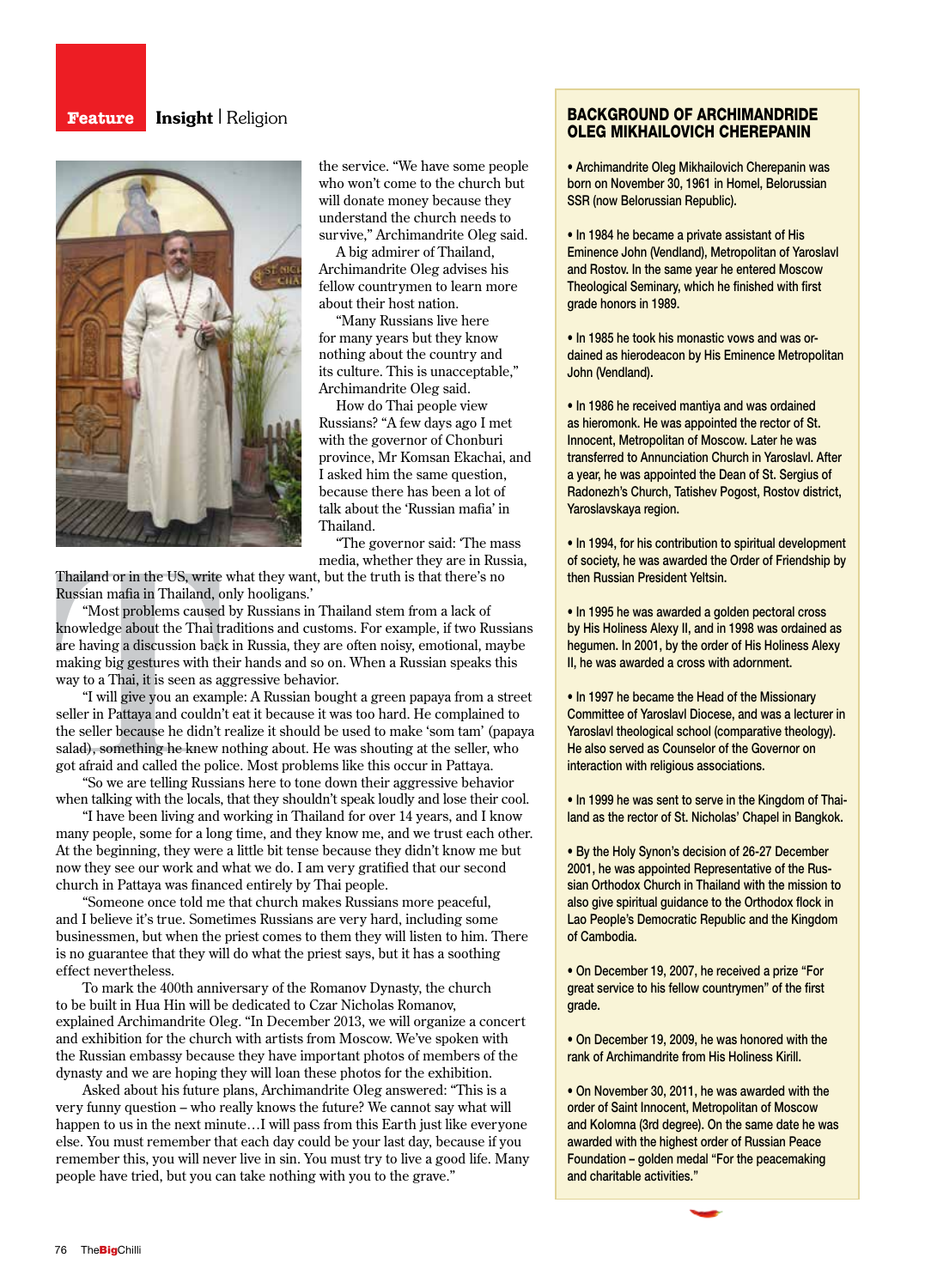the service. "We have some people who won't come to the church but will donate money because they understand the church needs to survive," Archimandrite Oleg said.

A big admirer of Thailand, Archimandrite Oleg advises his fellow countrymen to learn more about their host nation.

"Many Russians live here for many years but they know nothing about the country and its culture. This is unacceptable," Archimandrite Oleg said.

How do Thai people view Russians? "A few days ago I met with the governor of Chonburi province, Mr Komsan Ekachai, and I asked him the same question, because there has been a lot of talk about the 'Russian mafia' in Thailand.

"The governor said: 'The mass media, whether they are in Russia, Thailand or in the US, write what they want, but the truth is that there's no Russian mafia in Thailand, only hooligans.'

"Most problems caused by Russians in Thailand stem from a lack of knowledge about the Thai traditions and customs. For example, if two Russians are having a discussion back in Russia, they are often noisy, emotional, maybe making big gestures with their hands and so on. When a Russian speaks this way to a Thai, it is seen as aggressive behavior.

"I will give you an example: A Russian bought a green papaya from a street seller in Pattaya and couldn't eat it because it was too hard. He complained to the seller because he didn't realize it should be used to make 'som tam' (papaya salad), something he knew nothing about. He was shouting at the seller, who got afraid and called the police. Most problems like this occur in Pattaya.

"So we are telling Russians here to tone down their aggressive behavior when talking with the locals, that they shouldn't speak loudly and lose their cool.

"I have been living and working in Thailand for over 14 years, and I know many people, some for a long time, and they know me, and we trust each other. At the beginning, they were a little bit tense because they didn't know me but now they see our work and what we do. I am very gratified that our second church in Pattaya was financed entirely by Thai people.

"Someone once told me that church makes Russians more peaceful, and I believe it's true. Sometimes Russians are very hard, including some businessmen, but when the priest comes to them they will listen to him. There is no guarantee that they will do what the priest says, but it has a soothing effect nevertheless.

To mark the 400th anniversary of the Romanov Dynasty, the church to be built in Hua Hin will be dedicated to Czar Nicholas Romanov, explained Archimandrite Oleg. "In December 2013, we will organize a concert and exhibition for the church with artists from Moscow. We've spoken with the Russian embassy because they have important photos of members of the dynasty and we are hoping they will loan these photos for the exhibition.

Asked about his future plans, Archimandrite Oleg answered: "This is a very funny question – who really knows the future? We cannot say what will happen to us in the next minute…I will pass from this Earth just like everyone else. You must remember that each day could be your last day, because if you remember this, you will never live in sin. You must try to live a good life. Many people have tried, but you can take nothing with you to the grave."

## BACKGROUND OF ARCHIMANDRIDE OLEG MIKHAILOVICH CHEREPANIN

- Archimandrite Oleg Mikhailovich Cherepanin was born on November 30, 1961 in Homel, Belorussian SSR (now Belorussian Republic).

- In 1984 he became a private assistant of His Eminence John (Vendland), Metropolitan of Yaroslavl and Rostov. In the same year he entered Moscow Theological Seminary, which he finished with first grade honors in 1989.

- In 1985 he took his monastic vows and was ordained as hierodeacon by His Eminence Metropolitan John (Vendland).

- In 1986 he received mantiya and was ordained as hieromonk. He was appointed the rector of St. Innocent, Metropolitan of Moscow. Later he was transferred to Annunciation Church in Yaroslavl. After a year, he was appointed the Dean of St. Sergius of Radonezh's Church, Tatishev Pogost, Rostov district, Yaroslavskaya region.

- In 1994, for his contribution to spiritual development of society, he was awarded the Order of Friendship by then Russian President Yeltsin.

- In 1995 he was awarded a golden pectoral cross by His Holiness Alexy II, and in 1998 was ordained as hegumen. In 2001, by the order of His Holiness Alexy II, he was awarded a cross with adornment.

- In 1997 he became the Head of the Missionary Committee of Yaroslavl Diocese, and was a lecturer in Yaroslavl theological school (comparative theology). He also served as Counselor of the Governor on interaction with religious associations.

- In 1999 he was sent to serve in the Kingdom of Thailand as the rector of St. Nicholas' Chapel in Bangkok.

- By the Holy Synon's decision of 26-27 December 2001, he was appointed Representative of the Russian Orthodox Church in Thailand with the mission to also give spiritual guidance to the Orthodox flock in Lao People's Democratic Republic and the Kingdom of Cambodia.

- On December 19, 2007, he received a prize "For great service to his fellow countrymen" of the first grade.

- On December 19, 2009, he was honored with the rank of Archimandrite from His Holiness Kirill.

- On November 30, 2011, he was awarded with the order of Saint Innocent, Metropolitan of Moscow and Kolomna (3rd degree). On the same date he was awarded with the highest order of Russian Peace Foundation – golden medal "For the peacemaking and charitable activities."